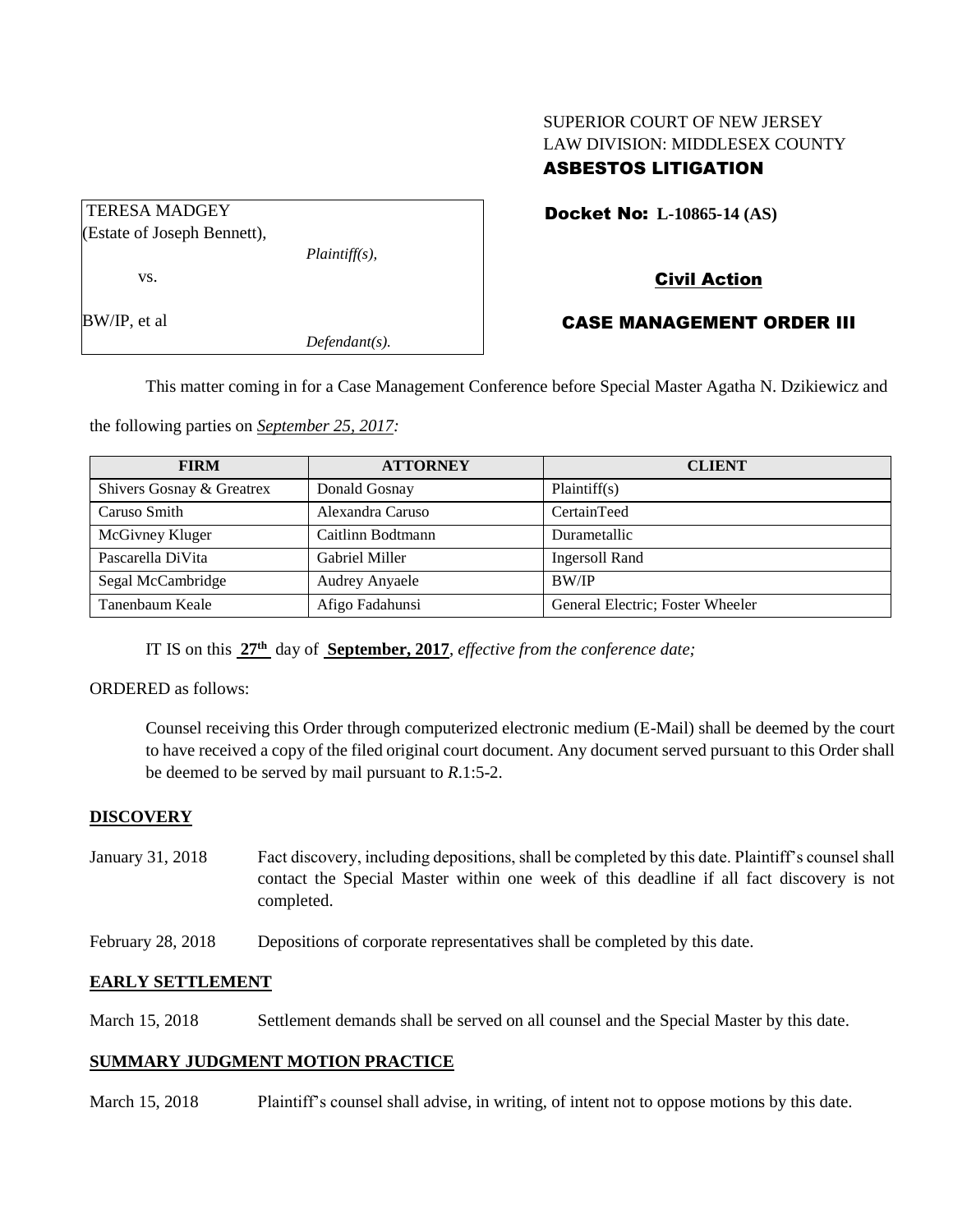SUPERIOR COURT OF NEW JERSEY
LAW DIVISION: MIDDLESEX COUNTY
**ASBESTOS LITIGATION**

TERESA MADGEY
(Estate of Joseph Bennett),
*Plaintiff(s),*

vs.

BW/IP, et al
*Defendant(s).*

**Docket No: L-10865-14 (AS)**

**Civil Action**

**CASE MANAGEMENT ORDER III**

This matter coming in for a Case Management Conference before Special Master Agatha N. Dzikiewicz and the following parties on *September 25, 2017:*

| FIRM | ATTORNEY | CLIENT |
|---|---|---|
| Shivers Gosnay & Greatrex | Donald Gosnay | Plaintiff(s) |
| Caruso Smith | Alexandra Caruso | CertainTeed |
| McGivney Kluger | Caitlinn Bodtmann | Durametallic |
| Pascarella DiVita | Gabriel Miller | Ingersoll Rand |
| Segal McCambridge | Audrey Anyaele | BW/IP |
| Tanenbaum Keale | Afigo Fadahunsi | General Electric; Foster Wheeler |

IT IS on this **27th** day of **September, 2017**, *effective from the conference date;*

ORDERED as follows:

Counsel receiving this Order through computerized electronic medium (E-Mail) shall be deemed by the court to have received a copy of the filed original court document. Any document served pursuant to this Order shall be deemed to be served by mail pursuant to *R*.1:5-2.

**DISCOVERY**

January 31, 2018 Fact discovery, including depositions, shall be completed by this date. Plaintiff's counsel shall contact the Special Master within one week of this deadline if all fact discovery is not completed.

February 28, 2018 Depositions of corporate representatives shall be completed by this date.

**EARLY SETTLEMENT**

March 15, 2018 Settlement demands shall be served on all counsel and the Special Master by this date.

**SUMMARY JUDGMENT MOTION PRACTICE**

March 15, 2018 Plaintiff's counsel shall advise, in writing, of intent not to oppose motions by this date.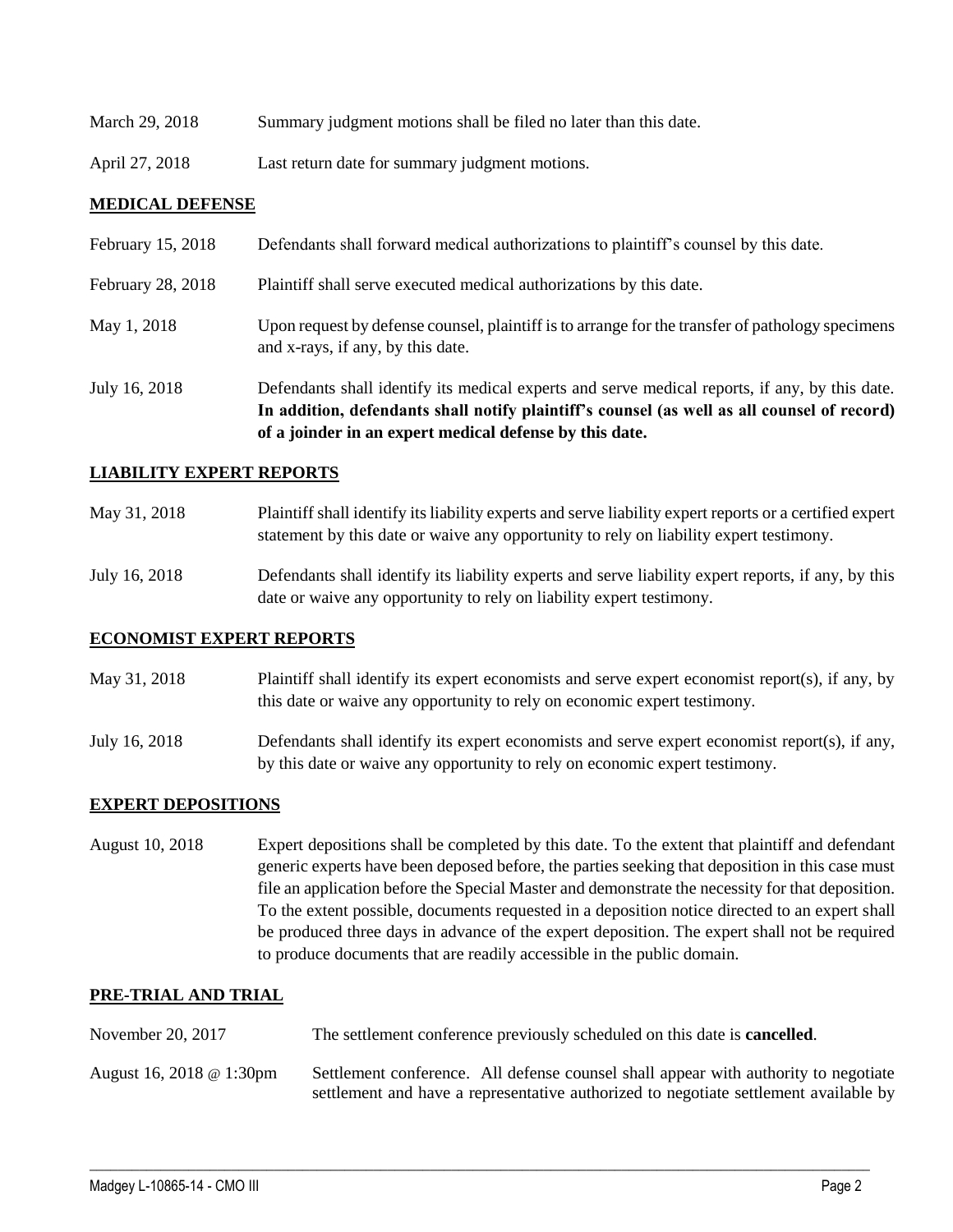| | |
|---|---|
| March 29, 2018 | Summary judgment motions shall be filed no later than this date. |
| April 27, 2018 | Last return date for summary judgment motions. |

## MEDICAL DEFENSE

| | |
|---|---|
| February 15, 2018 | Defendants shall forward medical authorizations to plaintiff's counsel by this date. |
| February 28, 2018 | Plaintiff shall serve executed medical authorizations by this date. |
| May 1, 2018 | Upon request by defense counsel, plaintiff is to arrange for the transfer of pathology specimens and x-rays, if any, by this date. |
| July 16, 2018 | Defendants shall identify its medical experts and serve medical reports, if any, by this date. **In addition, defendants shall notify plaintiff's counsel (as well as all counsel of record) of a joinder in an expert medical defense by this date.** |

## LIABILITY EXPERT REPORTS

| | |
|---|---|
| May 31, 2018 | Plaintiff shall identify its liability experts and serve liability expert reports or a certified expert statement by this date or waive any opportunity to rely on liability expert testimony. |
| July 16, 2018 | Defendants shall identify its liability experts and serve liability expert reports, if any, by this date or waive any opportunity to rely on liability expert testimony. |

## ECONOMIST EXPERT REPORTS

| | |
|---|---|
| May 31, 2018 | Plaintiff shall identify its expert economists and serve expert economist report(s), if any, by this date or waive any opportunity to rely on economic expert testimony. |
| July 16, 2018 | Defendants shall identify its expert economists and serve expert economist report(s), if any, by this date or waive any opportunity to rely on economic expert testimony. |

## EXPERT DEPOSITIONS

| | |
|---|---|
| August 10, 2018 | Expert depositions shall be completed by this date. To the extent that plaintiff and defendant generic experts have been deposed before, the parties seeking that deposition in this case must file an application before the Special Master and demonstrate the necessity for that deposition. To the extent possible, documents requested in a deposition notice directed to an expert shall be produced three days in advance of the expert deposition. The expert shall not be required to produce documents that are readily accessible in the public domain. |

## PRE-TRIAL AND TRIAL

| | |
|---|---|
| November 20, 2017 | The settlement conference previously scheduled on this date is **cancelled**. |
| August 16, 2018 @ 1:30pm | Settlement conference. All defense counsel shall appear with authority to negotiate settlement and have a representative authorized to negotiate settlement available by |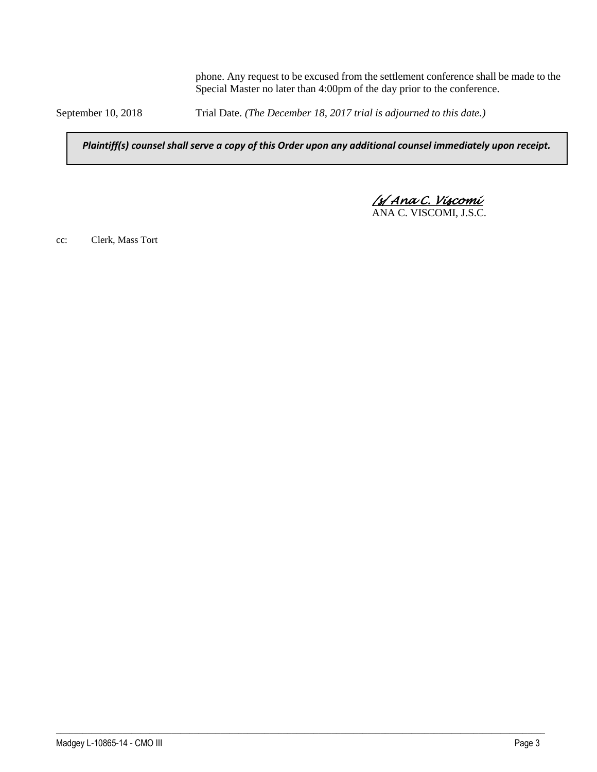phone. Any request to be excused from the settlement conference shall be made to the Special Master no later than 4:00pm of the day prior to the conference.

September 10, 2018 Trial Date. *(The December 18, 2017 trial is adjourned to this date.)*

***Plaintiff(s) counsel shall serve a copy of this Order upon any additional counsel immediately upon receipt.***

*/s/ Ana C. Viscomi*
ANA C. VISCOMI, J.S.C.

cc: Clerk, Mass Tort